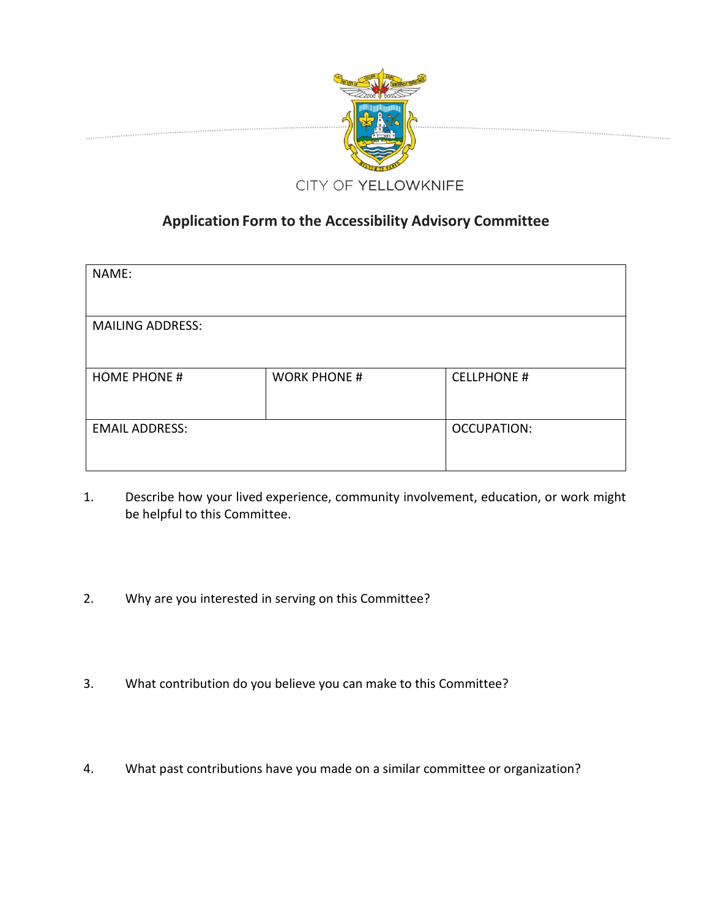CITY OF YELLOWKNIFE

# Application Form to the Accessibility Advisory Committee

| NAME: | | |
|---|---|---|
| MAILING ADDRESS: | | |
| HOME PHONE # | WORK PHONE # | CELLPHONE # |
| EMAIL ADDRESS: | | OCCUPATION: |

1. Describe how your lived experience, community involvement, education, or work might be helpful to this Committee.

2. Why are you interested in serving on this Committee?

3. What contribution do you believe you can make to this Committee?

4. What past contributions have you made on a similar committee or organization?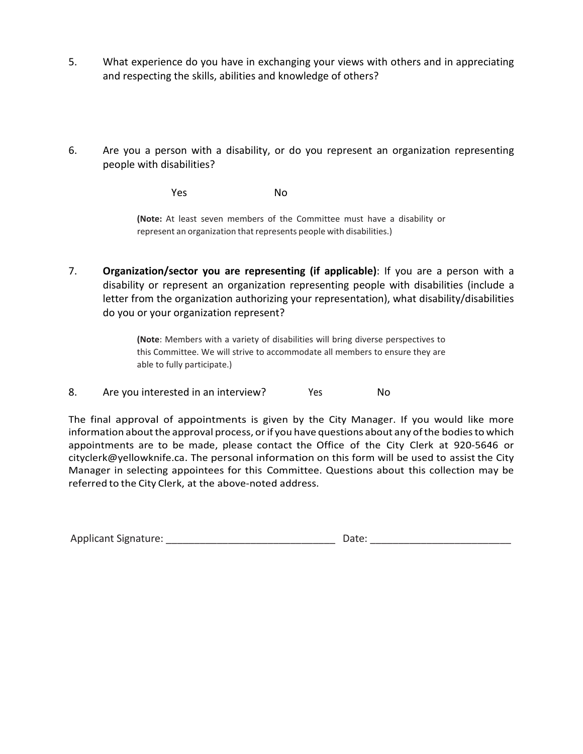5. What experience do you have in exchanging your views with others and in appreciating and respecting the skills, abilities and knowledge of others?

6. Are you a person with a disability, or do you represent an organization representing people with disabilities?

   Yes &nbsp;&nbsp;&nbsp;&nbsp;&nbsp;&nbsp;&nbsp;&nbsp; No

   **(Note:** At least seven members of the Committee must have a disability or represent an organization that represents people with disabilities.)

7. **Organization/sector you are representing (if applicable)**: If you are a person with a disability or represent an organization representing people with disabilities (include a letter from the organization authorizing your representation), what disability/disabilities do you or your organization represent?

   **(Note**: Members with a variety of disabilities will bring diverse perspectives to this Committee. We will strive to accommodate all members to ensure they are able to fully participate.)

8. Are you interested in an interview? &nbsp;&nbsp;&nbsp;&nbsp; Yes &nbsp;&nbsp;&nbsp;&nbsp;&nbsp;&nbsp;&nbsp;&nbsp; No

The final approval of appointments is given by the City Manager. If you would like more information about the approval process, or if you have questions about any of the bodies to which appointments are to be made, please contact the Office of the City Clerk at 920-5646 or cityclerk@yellowknife.ca. The personal information on this form will be used to assist the City Manager in selecting appointees for this Committee. Questions about this collection may be referred to the City Clerk, at the above-noted address.

Applicant Signature: ______________________________ Date: ________________________